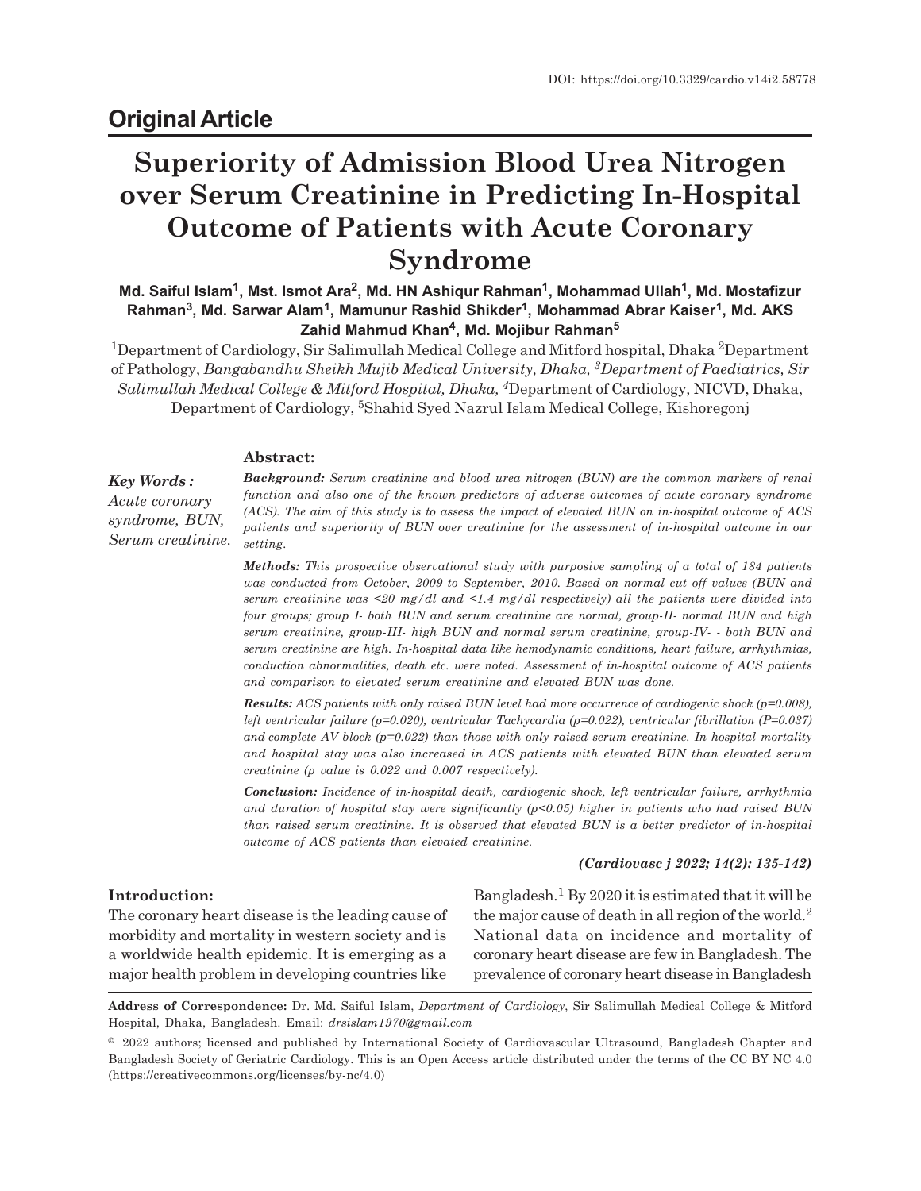DOI: https://doi.org/10.3329/cardio.v14i2.58778

## Original Article

# Superiority of Admission Blood Urea Nitrogen over Serum Creatinine in Predicting In-Hospital Outcome of Patients with Acute Coronary Syndrome

**Md. Saiful Islam[1], Mst. Ismot Ara[2], Md. HN Ashiqur Rahman[1], Mohammad Ullah[1], Md. Mostafizur Rahman[3], Md. Sarwar Alam[1], Mamunur Rashid Shikder[1], Mohammad Abrar Kaiser[1], Md. AKS Zahid Mahmud Khan[4], Md. Mojibur Rahman[5]**

[1]Department of Cardiology, Sir Salimullah Medical College and Mitford hospital, Dhaka [2]Department of Pathology, *Bangabandhu Sheikh Mujib Medical University, Dhaka,* [3]*Department of Paediatrics, Sir Salimullah Medical College & Mitford Hospital, Dhaka,* [4]Department of Cardiology, NICVD, Dhaka, Department of Cardiology, [5]Shahid Syed Nazrul Islam Medical College, Kishoregonj

***Key Words :*** *Acute coronary syndrome, BUN, Serum creatinine.*

### Abstract:

***Background:*** *Serum creatinine and blood urea nitrogen (BUN) are the common markers of renal function and also one of the known predictors of adverse outcomes of acute coronary syndrome (ACS). The aim of this study is to assess the impact of elevated BUN on in-hospital outcome of ACS patients and superiority of BUN over creatinine for the assessment of in-hospital outcome in our setting.*

***Methods:*** *This prospective observational study with purposive sampling of a total of 184 patients was conducted from October, 2009 to September, 2010. Based on normal cut off values (BUN and serum creatinine was <20 mg/dl and <1.4 mg/dl respectively) all the patients were divided into four groups; group I- both BUN and serum creatinine are normal, group-II- normal BUN and high serum creatinine, group-III- high BUN and normal serum creatinine, group-IV- - both BUN and serum creatinine are high. In-hospital data like hemodynamic conditions, heart failure, arrhythmias, conduction abnormalities, death etc. were noted. Assessment of in-hospital outcome of ACS patients and comparison to elevated serum creatinine and elevated BUN was done.*

***Results:*** *ACS patients with only raised BUN level had more occurrence of cardiogenic shock (p=0.008), left ventricular failure (p=0.020), ventricular Tachycardia (p=0.022), ventricular fibrillation (P=0.037) and complete AV block (p=0.022) than those with only raised serum creatinine. In hospital mortality and hospital stay was also increased in ACS patients with elevated BUN than elevated serum creatinine (p value is 0.022 and 0.007 respectively).*

***Conclusion:*** *Incidence of in-hospital death, cardiogenic shock, left ventricular failure, arrhythmia and duration of hospital stay were significantly (p<0.05) higher in patients who had raised BUN than raised serum creatinine. It is observed that elevated BUN is a better predictor of in-hospital outcome of ACS patients than elevated creatinine.*

***(Cardiovasc j 2022; 14(2): 135-142)***

### Introduction:

The coronary heart disease is the leading cause of morbidity and mortality in western society and is a worldwide health epidemic. It is emerging as a major health problem in developing countries like Bangladesh.[1] By 2020 it is estimated that it will be the major cause of death in all region of the world.[2] National data on incidence and mortality of coronary heart disease are few in Bangladesh. The prevalence of coronary heart disease in Bangladesh

---

**Address of Correspondence:** Dr. Md. Saiful Islam, *Department of Cardiology*, Sir Salimullah Medical College & Mitford Hospital, Dhaka, Bangladesh. Email: *drsislam1970@gmail.com*

© 2022 authors; licensed and published by International Society of Cardiovascular Ultrasound, Bangladesh Chapter and Bangladesh Society of Geriatric Cardiology. This is an Open Access article distributed under the terms of the CC BY NC 4.0 (https://creativecommons.org/licenses/by-nc/4.0)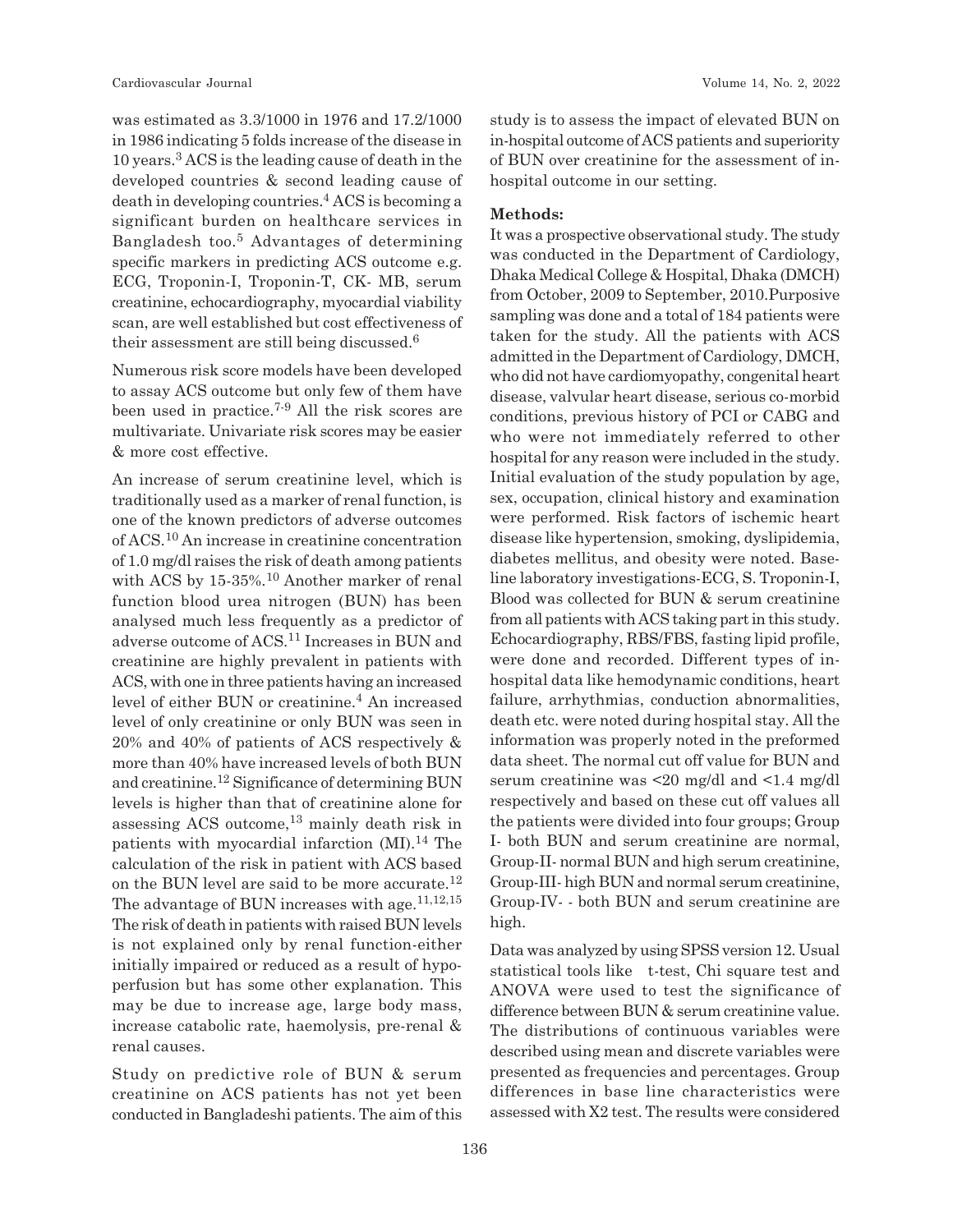was estimated as 3.3/1000 in 1976 and 17.2/1000 in 1986 indicating 5 folds increase of the disease in 10 years.[3] ACS is the leading cause of death in the developed countries & second leading cause of death in developing countries.[4] ACS is becoming a significant burden on healthcare services in Bangladesh too.[5] Advantages of determining specific markers in predicting ACS outcome e.g. ECG, Troponin-I, Troponin-T, CK- MB, serum creatinine, echocardiography, myocardial viability scan, are well established but cost effectiveness of their assessment are still being discussed.[6]

Numerous risk score models have been developed to assay ACS outcome but only few of them have been used in practice.[7-9] All the risk scores are multivariate. Univariate risk scores may be easier & more cost effective.

An increase of serum creatinine level, which is traditionally used as a marker of renal function, is one of the known predictors of adverse outcomes of ACS.[10] An increase in creatinine concentration of 1.0 mg/dl raises the risk of death among patients with ACS by 15-35%.[10] Another marker of renal function blood urea nitrogen (BUN) has been analysed much less frequently as a predictor of adverse outcome of ACS.[11] Increases in BUN and creatinine are highly prevalent in patients with ACS, with one in three patients having an increased level of either BUN or creatinine.[4] An increased level of only creatinine or only BUN was seen in 20% and 40% of patients of ACS respectively & more than 40% have increased levels of both BUN and creatinine.[12] Significance of determining BUN levels is higher than that of creatinine alone for assessing ACS outcome,[13] mainly death risk in patients with myocardial infarction (MI).[14] The calculation of the risk in patient with ACS based on the BUN level are said to be more accurate.[12] The advantage of BUN increases with age.[11,12,15] The risk of death in patients with raised BUN levels is not explained only by renal function-either initially impaired or reduced as a result of hypoperfusion but has some other explanation. This may be due to increase age, large body mass, increase catabolic rate, haemolysis, pre-renal & renal causes.

Study on predictive role of BUN & serum creatinine on ACS patients has not yet been conducted in Bangladeshi patients. The aim of this study is to assess the impact of elevated BUN on in-hospital outcome of ACS patients and superiority of BUN over creatinine for the assessment of in-hospital outcome in our setting.

**Methods:**

It was a prospective observational study. The study was conducted in the Department of Cardiology, Dhaka Medical College & Hospital, Dhaka (DMCH) from October, 2009 to September, 2010.Purposive sampling was done and a total of 184 patients were taken for the study. All the patients with ACS admitted in the Department of Cardiology, DMCH, who did not have cardiomyopathy, congenital heart disease, valvular heart disease, serious co-morbid conditions, previous history of PCI or CABG and who were not immediately referred to other hospital for any reason were included in the study. Initial evaluation of the study population by age, sex, occupation, clinical history and examination were performed. Risk factors of ischemic heart disease like hypertension, smoking, dyslipidemia, diabetes mellitus, and obesity were noted. Baseline laboratory investigations-ECG, S. Troponin-I, Blood was collected for BUN & serum creatinine from all patients with ACS taking part in this study. Echocardiography, RBS/FBS, fasting lipid profile, were done and recorded. Different types of in-hospital data like hemodynamic conditions, heart failure, arrhythmias, conduction abnormalities, death etc. were noted during hospital stay. All the information was properly noted in the preformed data sheet. The normal cut off value for BUN and serum creatinine was <20 mg/dl and <1.4 mg/dl respectively and based on these cut off values all the patients were divided into four groups; Group I- both BUN and serum creatinine are normal, Group-II- normal BUN and high serum creatinine, Group-III- high BUN and normal serum creatinine, Group-IV- - both BUN and serum creatinine are high.

Data was analyzed by using SPSS version 12. Usual statistical tools like t-test, Chi square test and ANOVA were used to test the significance of difference between BUN & serum creatinine value. The distributions of continuous variables were described using mean and discrete variables were presented as frequencies and percentages. Group differences in base line characteristics were assessed with X2 test. The results were considered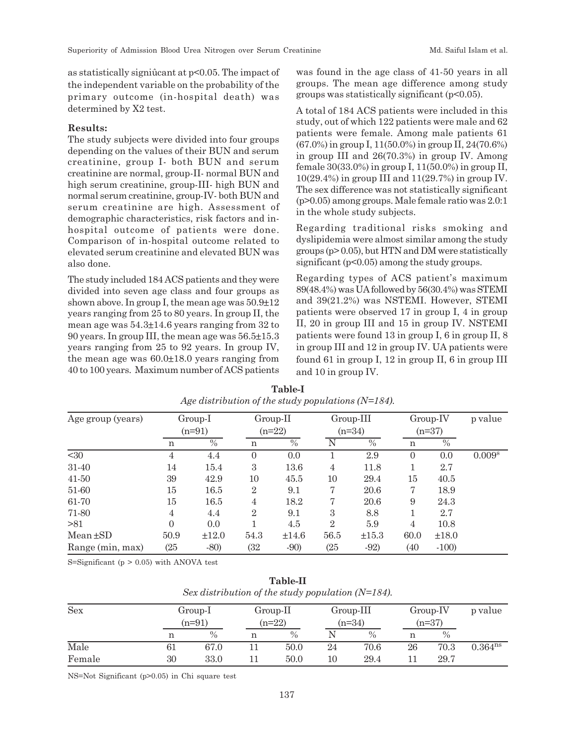as statistically significant at p<0.05. The impact of the independent variable on the probability of the primary outcome (in-hospital death) was determined by X2 test.

**Results:**

The study subjects were divided into four groups depending on the values of their BUN and serum creatinine, group I- both BUN and serum creatinine are normal, group-II- normal BUN and high serum creatinine, group-III- high BUN and normal serum creatinine, group-IV- both BUN and serum creatinine are high. Assessment of demographic characteristics, risk factors and in-hospital outcome of patients were done. Comparison of in-hospital outcome related to elevated serum creatinine and elevated BUN was also done.

The study included 184 ACS patients and they were divided into seven age class and four groups as shown above. In group I, the mean age was 50.9±12 years ranging from 25 to 80 years. In group II, the mean age was 54.3±14.6 years ranging from 32 to 90 years. In group III, the mean age was 56.5±15.3 years ranging from 25 to 92 years. In group IV, the mean age was 60.0±18.0 years ranging from 40 to 100 years. Maximum number of ACS patients was found in the age class of 41-50 years in all groups. The mean age difference among study groups was statistically significant (p<0.05).

A total of 184 ACS patients were included in this study, out of which 122 patients were male and 62 patients were female. Among male patients 61 (67.0%) in group I, 11(50.0%) in group II, 24(70.6%) in group III and 26(70.3%) in group IV. Among female 30(33.0%) in group I, 11(50.0%) in group II, 10(29.4%) in group III and 11(29.7%) in group IV. The sex difference was not statistically significant (p>0.05) among groups. Male female ratio was 2.0:1 in the whole study subjects.

Regarding traditional risks smoking and dyslipidemia were almost similar among the study groups (p> 0.05), but HTN and DM were statistically significant (p<0.05) among the study groups.

Regarding types of ACS patient's maximum 89(48.4%) was UA followed by 56(30.4%) was STEMI and 39(21.2%) was NSTEMI. However, STEMI patients were observed 17 in group I, 4 in group II, 20 in group III and 15 in group IV. NSTEMI patients were found 13 in group I, 6 in group II, 8 in group III and 12 in group IV. UA patients were found 61 in group I, 12 in group II, 6 in group III and 10 in group IV.

**Table-I**

*Age distribution of the study populations (N=184).*

| Age group (years) | Group-I (n=91) | | Group-II (n=22) | | Group-III (n=34) | | Group-IV (n=37) | | p value |
|---|---|---|---|---|---|---|---|---|---|
| | n | % | n | % | N | % | n | % | |
| <30 | 4 | 4.4 | 0 | 0.0 | 1 | 2.9 | 0 | 0.0 | 0.009[s] |
| 31-40 | 14 | 15.4 | 3 | 13.6 | 4 | 11.8 | 1 | 2.7 | |
| 41-50 | 39 | 42.9 | 10 | 45.5 | 10 | 29.4 | 15 | 40.5 | |
| 51-60 | 15 | 16.5 | 2 | 9.1 | 7 | 20.6 | 7 | 18.9 | |
| 61-70 | 15 | 16.5 | 4 | 18.2 | 7 | 20.6 | 9 | 24.3 | |
| 71-80 | 4 | 4.4 | 2 | 9.1 | 3 | 8.8 | 1 | 2.7 | |
| >81 | 0 | 0.0 | 1 | 4.5 | 2 | 5.9 | 4 | 10.8 | |
| Mean ±SD | 50.9 | ±12.0 | 54.3 | ±14.6 | 56.5 | ±15.3 | 60.0 | ±18.0 | |
| Range (min, max) | (25 | -80) | (32 | -90) | (25 | -92) | (40 | -100) | |

S=Significant (p > 0.05) with ANOVA test

**Table-II**

*Sex distribution of the study population (N=184).*

| Sex | Group-I (n=91) | | Group-II (n=22) | | Group-III (n=34) | | Group-IV (n=37) | | p value |
|---|---|---|---|---|---|---|---|---|---|
| | n | % | n | % | N | % | n | % | |
| Male | 61 | 67.0 | 11 | 50.0 | 24 | 70.6 | 26 | 70.3 | 0.364[ns] |
| Female | 30 | 33.0 | 11 | 50.0 | 10 | 29.4 | 11 | 29.7 | |

NS=Not Significant (p>0.05) in Chi square test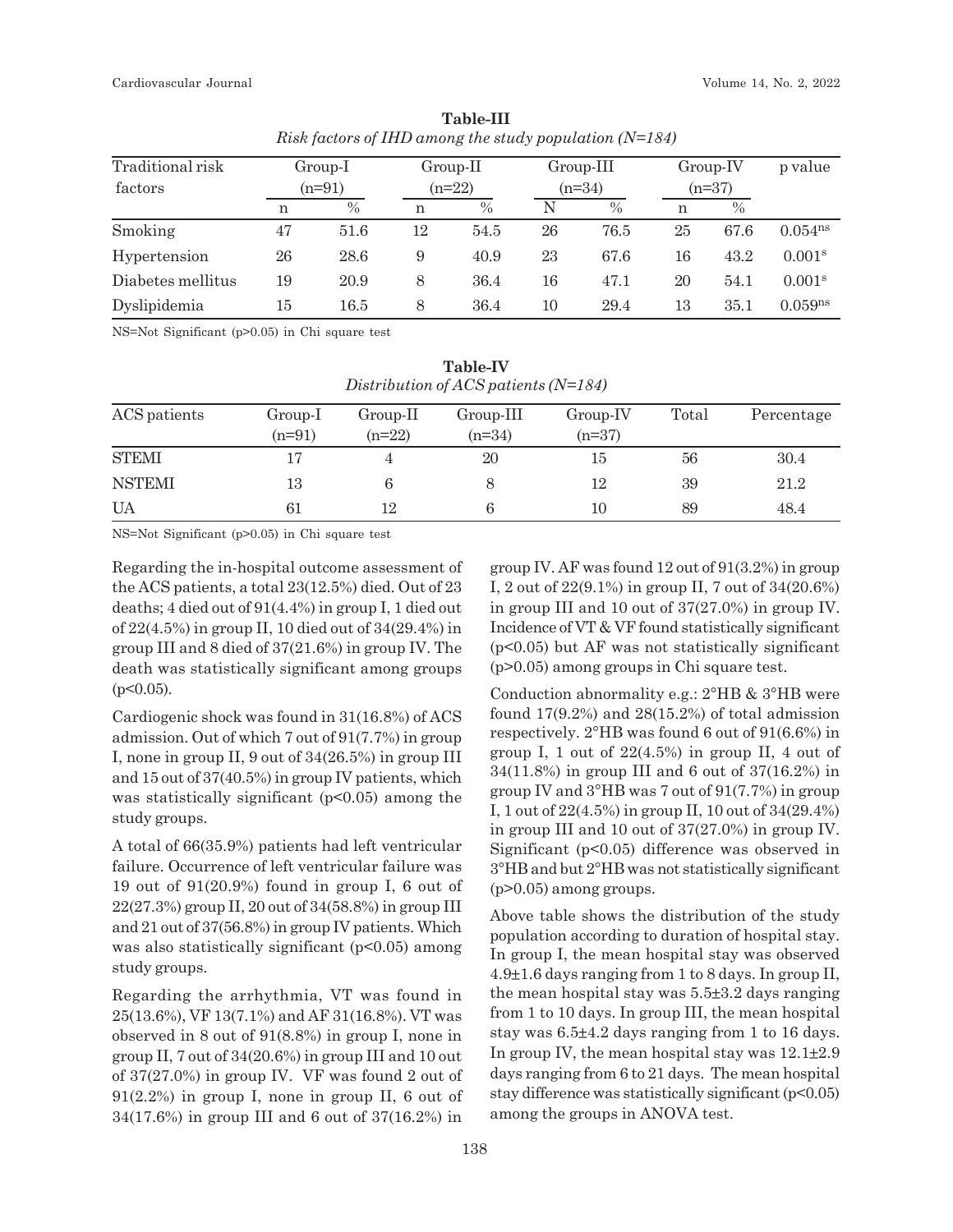**Table-III**

*Risk factors of IHD among the study population (N=184)*

| Traditional risk factors | Group-I (n=91) | | Group-II (n=22) | | Group-III (n=34) | | Group-IV (n=37) | | p value |
|---|---|---|---|---|---|---|---|---|---|
| | n | % | n | % | N | % | n | % | |
| Smoking | 47 | 51.6 | 12 | 54.5 | 26 | 76.5 | 25 | 67.6 | 0.054[ns] |
| Hypertension | 26 | 28.6 | 9 | 40.9 | 23 | 67.6 | 16 | 43.2 | 0.001[s] |
| Diabetes mellitus | 19 | 20.9 | 8 | 36.4 | 16 | 47.1 | 20 | 54.1 | 0.001[s] |
| Dyslipidemia | 15 | 16.5 | 8 | 36.4 | 10 | 29.4 | 13 | 35.1 | 0.059[ns] |

NS=Not Significant (p>0.05) in Chi square test

**Table-IV**

*Distribution of ACS patients (N=184)*

| ACS patients | Group-I (n=91) | Group-II (n=22) | Group-III (n=34) | Group-IV (n=37) | Total | Percentage |
|---|---|---|---|---|---|---|
| STEMI | 17 | 4 | 20 | 15 | 56 | 30.4 |
| NSTEMI | 13 | 6 | 8 | 12 | 39 | 21.2 |
| UA | 61 | 12 | 6 | 10 | 89 | 48.4 |

NS=Not Significant (p>0.05) in Chi square test

Regarding the in-hospital outcome assessment of the ACS patients, a total 23(12.5%) died. Out of 23 deaths; 4 died out of 91(4.4%) in group I, 1 died out of 22(4.5%) in group II, 10 died out of 34(29.4%) in group III and 8 died of 37(21.6%) in group IV. The death was statistically significant among groups ($p<0.05$).

Cardiogenic shock was found in 31(16.8%) of ACS admission. Out of which 7 out of 91(7.7%) in group I, none in group II, 9 out of 34(26.5%) in group III and 15 out of 37(40.5%) in group IV patients, which was statistically significant ($p<0.05$) among the study groups.

A total of 66(35.9%) patients had left ventricular failure. Occurrence of left ventricular failure was 19 out of 91(20.9%) found in group I, 6 out of 22(27.3%) group II, 20 out of 34(58.8%) in group III and 21 out of 37(56.8%) in group IV patients. Which was also statistically significant ($p<0.05$) among study groups.

Regarding the arrhythmia, VT was found in 25(13.6%), VF 13(7.1%) and AF 31(16.8%). VT was observed in 8 out of 91(8.8%) in group I, none in group II, 7 out of 34(20.6%) in group III and 10 out of 37(27.0%) in group IV. VF was found 2 out of 91(2.2%) in group I, none in group II, 6 out of 34(17.6%) in group III and 6 out of 37(16.2%) in group IV. AF was found 12 out of 91(3.2%) in group I, 2 out of 22(9.1%) in group II, 7 out of 34(20.6%) in group III and 10 out of 37(27.0%) in group IV. Incidence of VT & VF found statistically significant ($p<0.05$) but AF was not statistically significant ($p>0.05$) among groups in Chi square test.

Conduction abnormality e.g.: 2°HB & 3°HB were found 17(9.2%) and 28(15.2%) of total admission respectively. 2°HB was found 6 out of 91(6.6%) in group I, 1 out of 22(4.5%) in group II, 4 out of 34(11.8%) in group III and 6 out of 37(16.2%) in group IV and 3°HB was 7 out of 91(7.7%) in group I, 1 out of 22(4.5%) in group II, 10 out of 34(29.4%) in group III and 10 out of 37(27.0%) in group IV. Significant ($p<0.05$) difference was observed in 3°HB and but 2°HB was not statistically significant ($p>0.05$) among groups.

Above table shows the distribution of the study population according to duration of hospital stay. In group I, the mean hospital stay was observed 4.9±1.6 days ranging from 1 to 8 days. In group II, the mean hospital stay was 5.5±3.2 days ranging from 1 to 10 days. In group III, the mean hospital stay was 6.5±4.2 days ranging from 1 to 16 days. In group IV, the mean hospital stay was 12.1±2.9 days ranging from 6 to 21 days. The mean hospital stay difference was statistically significant ($p<0.05$) among the groups in ANOVA test.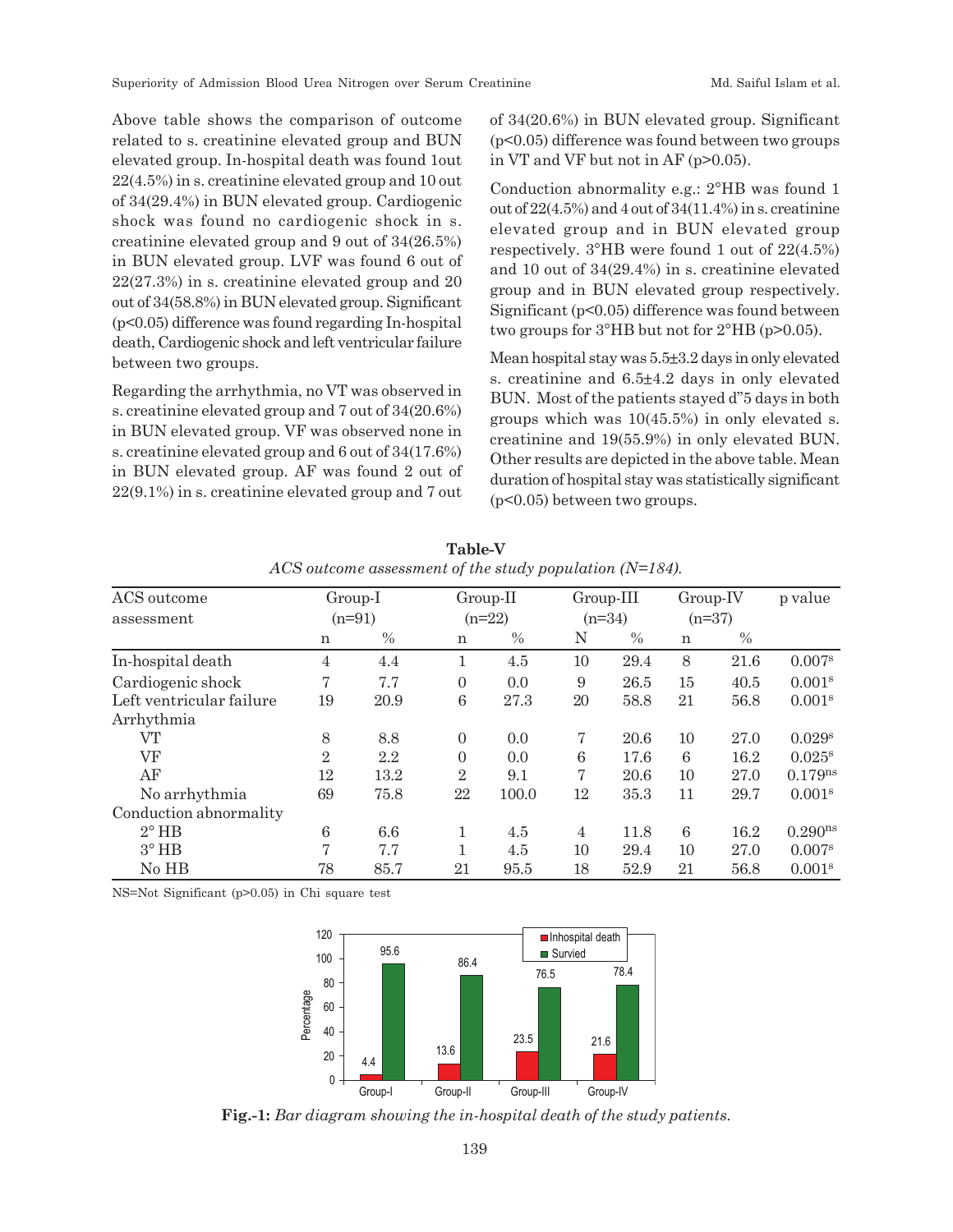Above table shows the comparison of outcome related to s. creatinine elevated group and BUN elevated group. In-hospital death was found 1out 22(4.5%) in s. creatinine elevated group and 10 out of 34(29.4%) in BUN elevated group. Cardiogenic shock was found no cardiogenic shock in s. creatinine elevated group and 9 out of 34(26.5%) in BUN elevated group. LVF was found 6 out of 22(27.3%) in s. creatinine elevated group and 20 out of 34(58.8%) in BUN elevated group. Significant ($p<0.05$) difference was found regarding In-hospital death, Cardiogenic shock and left ventricular failure between two groups.

Regarding the arrhythmia, no VT was observed in s. creatinine elevated group and 7 out of 34(20.6%) in BUN elevated group. VF was observed none in s. creatinine elevated group and 6 out of 34(17.6%) in BUN elevated group. AF was found 2 out of 22(9.1%) in s. creatinine elevated group and 7 out of 34(20.6%) in BUN elevated group. Significant ($p<0.05$) difference was found between two groups in VT and VF but not in AF ($p>0.05$).

Conduction abnormality e.g.: 2°HB was found 1 out of 22(4.5%) and 4 out of 34(11.4%) in s. creatinine elevated group and in BUN elevated group respectively. 3°HB were found 1 out of 22(4.5%) and 10 out of 34(29.4%) in s. creatinine elevated group and in BUN elevated group respectively. Significant ($p<0.05$) difference was found between two groups for 3°HB but not for 2°HB ($p>0.05$).

Mean hospital stay was 5.5±3.2 days in only elevated s. creatinine and 6.5±4.2 days in only elevated BUN. Most of the patients stayed d"5 days in both groups which was 10(45.5%) in only elevated s. creatinine and 19(55.9%) in only elevated BUN. Other results are depicted in the above table. Mean duration of hospital stay was statistically significant ($p<0.05$) between two groups.

**Table-V**

*ACS outcome assessment of the study population (N=184).*

| ACS outcome assessment | Group-I (n=91) | | Group-II (n=22) | | Group-III (n=34) | | Group-IV (n=37) | | p value |
|---|---|---|---|---|---|---|---|---|---|
| | n | % | n | % | N | % | n | % | |
| In-hospital death | 4 | 4.4 | 1 | 4.5 | 10 | 29.4 | 8 | 21.6 | $0.007^{s}$ |
| Cardiogenic shock | 7 | 7.7 | 0 | 0.0 | 9 | 26.5 | 15 | 40.5 | $0.001^{s}$ |
| Left ventricular failure | 19 | 20.9 | 6 | 27.3 | 20 | 58.8 | 21 | 56.8 | $0.001^{s}$ |
| Arrhythmia | | | | | | | | | |
| VT | 8 | 8.8 | 0 | 0.0 | 7 | 20.6 | 10 | 27.0 | $0.029^{s}$ |
| VF | 2 | 2.2 | 0 | 0.0 | 6 | 17.6 | 6 | 16.2 | $0.025^{s}$ |
| AF | 12 | 13.2 | 2 | 9.1 | 7 | 20.6 | 10 | 27.0 | $0.179^{ns}$ |
| No arrhythmia | 69 | 75.8 | 22 | 100.0 | 12 | 35.3 | 11 | 29.7 | $0.001^{s}$ |
| Conduction abnormality | | | | | | | | | |
| 2° HB | 6 | 6.6 | 1 | 4.5 | 4 | 11.8 | 6 | 16.2 | $0.290^{ns}$ |
| 3° HB | 7 | 7.7 | 1 | 4.5 | 10 | 29.4 | 10 | 27.0 | $0.007^{s}$ |
| No HB | 78 | 85.7 | 21 | 95.5 | 18 | 52.9 | 21 | 56.8 | $0.001^{s}$ |

NS=Not Significant ($p>0.05$) in Chi square test

**Fig.-1:** *Bar diagram showing the in-hospital death of the study patients.*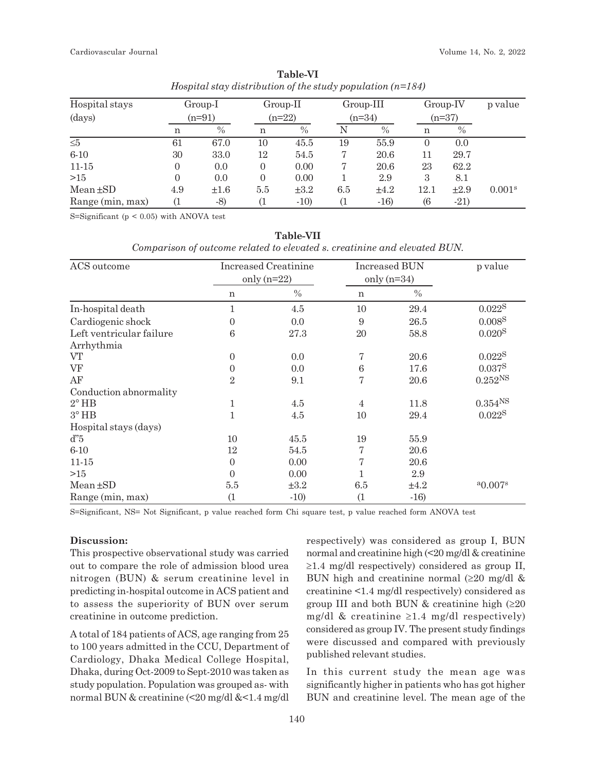**Table-VI**

*Hospital stay distribution of the study population (n=184)*

| Hospital stays (days) | Group-I (n=91) | | Group-II (n=22) | | Group-III (n=34) | | Group-IV (n=37) | | p value |
|---|---|---|---|---|---|---|---|---|---|
| | n | % | n | % | N | % | n | % | |
| ≤5 | 61 | 67.0 | 10 | 45.5 | 19 | 55.9 | 0 | 0.0 | |
| 6-10 | 30 | 33.0 | 12 | 54.5 | 7 | 20.6 | 11 | 29.7 | |
| 11-15 | 0 | 0.0 | 0 | 0.00 | 7 | 20.6 | 23 | 62.2 | |
| >15 | 0 | 0.0 | 0 | 0.00 | 1 | 2.9 | 3 | 8.1 | |
| Mean ±SD | 4.9 | ±1.6 | 5.5 | ±3.2 | 6.5 | ±4.2 | 12.1 | ±2.9 | 0.001[s] |
| Range (min, max) | (1 | -8) | (1 | -10) | (1 | -16) | (6 | -21) | |

S=Significant ($p < 0.05$) with ANOVA test

**Table-VII**

*Comparison of outcome related to elevated s. creatinine and elevated BUN.*

| ACS outcome | Increased Creatinine only (n=22) | | Increased BUN only (n=34) | | p value |
|---|---|---|---|---|---|
| | n | % | n | % | |
| In-hospital death | 1 | 4.5 | 10 | 29.4 | 0.022[S] |
| Cardiogenic shock | 0 | 0.0 | 9 | 26.5 | 0.008[S] |
| Left ventricular failure | 6 | 27.3 | 20 | 58.8 | 0.020[S] |
| Arrhythmia | | | | | |
| VT | 0 | 0.0 | 7 | 20.6 | 0.022[S] |
| VF | 0 | 0.0 | 6 | 17.6 | 0.037[S] |
| AF | 2 | 9.1 | 7 | 20.6 | 0.252[NS] |
| Conduction abnormality | | | | | |
| 2° HB | 1 | 4.5 | 4 | 11.8 | 0.354[NS] |
| 3° HB | 1 | 4.5 | 10 | 29.4 | 0.022[S] |
| Hospital stays (days) | | | | | |
| d"5 | 10 | 45.5 | 19 | 55.9 | |
| 6-10 | 12 | 54.5 | 7 | 20.6 | |
| 11-15 | 0 | 0.00 | 7 | 20.6 | |
| >15 | 0 | 0.00 | 1 | 2.9 | |
| Mean ±SD | 5.5 | ±3.2 | 6.5 | ±4.2 | [a]0.007[s] |
| Range (min, max) | (1 | -10) | (1 | -16) | |

S=Significant, NS= Not Significant, p value reached form Chi square test, p value reached form ANOVA test

## Discussion:

This prospective observational study was carried out to compare the role of admission blood urea nitrogen (BUN) & serum creatinine level in predicting in-hospital outcome in ACS patient and to assess the superiority of BUN over serum creatinine in outcome prediction.

A total of 184 patients of ACS, age ranging from 25 to 100 years admitted in the CCU, Department of Cardiology, Dhaka Medical College Hospital, Dhaka, during Oct-2009 to Sept-2010 was taken as study population. Population was grouped as- with normal BUN & creatinine (<20 mg/dl &<1.4 mg/dl respectively) was considered as group I, BUN normal and creatinine high (<20 mg/dl & creatinine ≥1.4 mg/dl respectively) considered as group II, BUN high and creatinine normal (≥20 mg/dl & creatinine <1.4 mg/dl respectively) considered as group III and both BUN & creatinine high (≥20 mg/dl & creatinine ≥1.4 mg/dl respectively) considered as group IV. The present study findings were discussed and compared with previously published relevant studies.

In this current study the mean age was significantly higher in patients who has got higher BUN and creatinine level. The mean age of the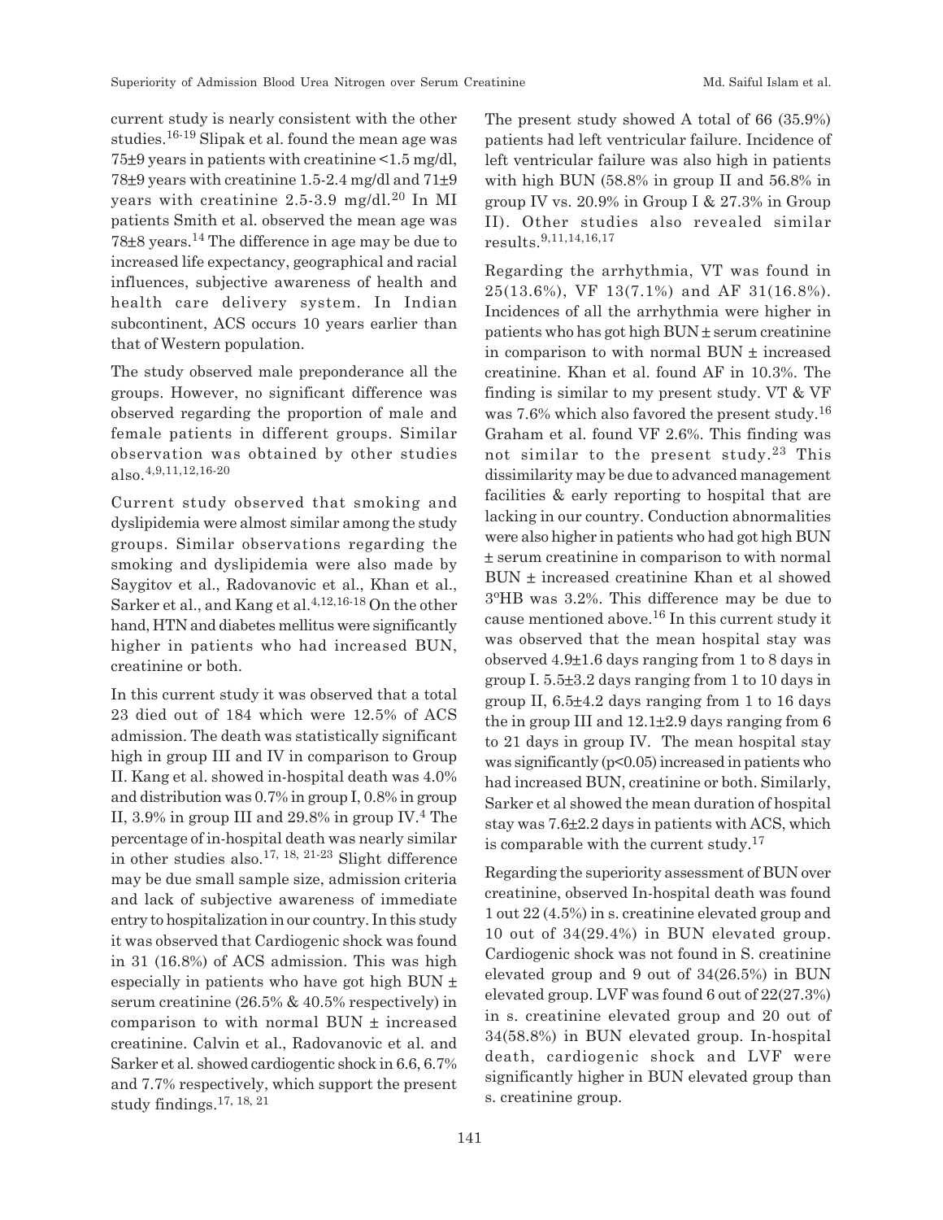current study is nearly consistent with the other studies.[16-19] Slipak et al. found the mean age was 75±9 years in patients with creatinine <1.5 mg/dl, 78±9 years with creatinine 1.5-2.4 mg/dl and 71±9 years with creatinine 2.5-3.9 mg/dl.[20] In MI patients Smith et al. observed the mean age was 78±8 years.[14] The difference in age may be due to increased life expectancy, geographical and racial influences, subjective awareness of health and health care delivery system. In Indian subcontinent, ACS occurs 10 years earlier than that of Western population.

The study observed male preponderance all the groups. However, no significant difference was observed regarding the proportion of male and female patients in different groups. Similar observation was obtained by other studies also.[4,9,11,12,16-20]

Current study observed that smoking and dyslipidemia were almost similar among the study groups. Similar observations regarding the smoking and dyslipidemia were also made by Saygitov et al., Radovanovic et al., Khan et al., Sarker et al., and Kang et al.[4,12,16-18] On the other hand, HTN and diabetes mellitus were significantly higher in patients who had increased BUN, creatinine or both.

In this current study it was observed that a total 23 died out of 184 which were 12.5% of ACS admission. The death was statistically significant high in group III and IV in comparison to Group II. Kang et al. showed in-hospital death was 4.0% and distribution was 0.7% in group I, 0.8% in group II, 3.9% in group III and 29.8% in group IV.[4] The percentage of in-hospital death was nearly similar in other studies also.[17, 18, 21-23] Slight difference may be due small sample size, admission criteria and lack of subjective awareness of immediate entry to hospitalization in our country. In this study it was observed that Cardiogenic shock was found in 31 (16.8%) of ACS admission. This was high especially in patients who have got high BUN ± serum creatinine (26.5% & 40.5% respectively) in comparison to with normal BUN ± increased creatinine. Calvin et al., Radovanovic et al. and Sarker et al. showed cardiogentic shock in 6.6, 6.7% and 7.7% respectively, which support the present study findings.[17, 18, 21]

The present study showed A total of 66 (35.9%) patients had left ventricular failure. Incidence of left ventricular failure was also high in patients with high BUN (58.8% in group II and 56.8% in group IV vs. 20.9% in Group I & 27.3% in Group II). Other studies also revealed similar results.[9,11,14,16,17]

Regarding the arrhythmia, VT was found in 25(13.6%), VF 13(7.1%) and AF 31(16.8%). Incidences of all the arrhythmia were higher in patients who has got high BUN ± serum creatinine in comparison to with normal BUN ± increased creatinine. Khan et al. found AF in 10.3%. The finding is similar to my present study. VT & VF was 7.6% which also favored the present study.[16] Graham et al. found VF 2.6%. This finding was not similar to the present study.[23] This dissimilarity may be due to advanced management facilities & early reporting to hospital that are lacking in our country. Conduction abnormalities were also higher in patients who had got high BUN ± serum creatinine in comparison to with normal BUN ± increased creatinine Khan et al showed 3°HB was 3.2%. This difference may be due to cause mentioned above.[16] In this current study it was observed that the mean hospital stay was observed 4.9±1.6 days ranging from 1 to 8 days in group I. 5.5±3.2 days ranging from 1 to 10 days in group II, 6.5±4.2 days ranging from 1 to 16 days the in group III and 12.1±2.9 days ranging from 6 to 21 days in group IV. The mean hospital stay was significantly ($p<0.05$) increased in patients who had increased BUN, creatinine or both. Similarly, Sarker et al showed the mean duration of hospital stay was 7.6±2.2 days in patients with ACS, which is comparable with the current study.[17]

Regarding the superiority assessment of BUN over creatinine, observed In-hospital death was found 1 out 22 (4.5%) in s. creatinine elevated group and 10 out of 34(29.4%) in BUN elevated group. Cardiogenic shock was not found in S. creatinine elevated group and 9 out of 34(26.5%) in BUN elevated group. LVF was found 6 out of 22(27.3%) in s. creatinine elevated group and 20 out of 34(58.8%) in BUN elevated group. In-hospital death, cardiogenic shock and LVF were significantly higher in BUN elevated group than s. creatinine group.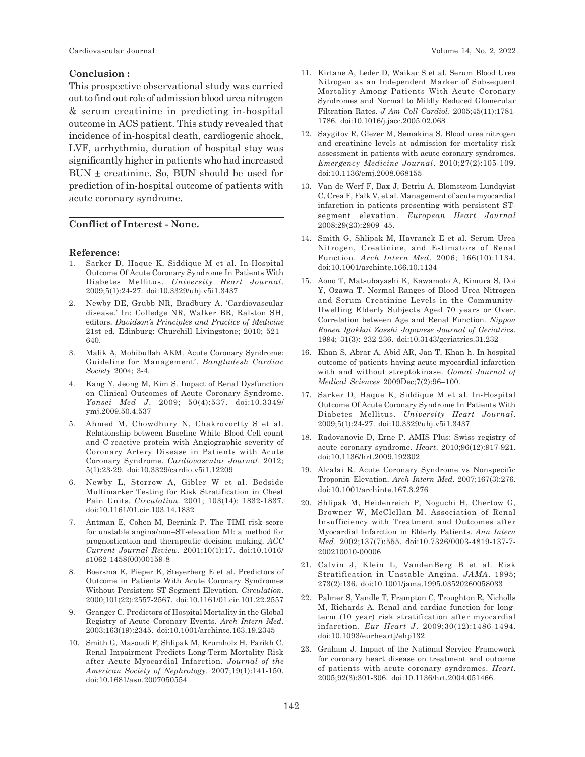## Conclusion :

This prospective observational study was carried out to find out role of admission blood urea nitrogen & serum creatinine in predicting in-hospital outcome in ACS patient. This study revealed that incidence of in-hospital death, cardiogenic shock, LVF, arrhythmia, duration of hospital stay was significantly higher in patients who had increased BUN ± creatinine. So, BUN should be used for prediction of in-hospital outcome of patients with acute coronary syndrome.

## Conflict of Interest - None.

## Reference:

1. Sarker D, Haque K, Siddique M et al. In-Hospital Outcome Of Acute Coronary Syndrome In Patients With Diabetes Mellitus. *University Heart Journal*. 2009;5(1):24-27. doi:10.3329/uhj.v5i1.3437
2. Newby DE, Grubb NR, Bradbury A. 'Cardiovascular disease.' In: Colledge NR, Walker BR, Ralston SH, editors. *Davidson's Principles and Practice of Medicine* 21st ed. Edinburg: Churchill Livingstone; 2010; 521–640.
3. Malik A, Mohibullah AKM. Acute Coronary Syndrome: Guideline for Management'. *Bangladesh Cardiac Society* 2004; 3-4.
4. Kang Y, Jeong M, Kim S. Impact of Renal Dysfunction on Clinical Outcomes of Acute Coronary Syndrome. *Yonsei Med J*. 2009; 50(4):537. doi:10.3349/ymj.2009.50.4.537
5. Ahmed M, Chowdhury N, Chakrovortty S et al. Relationship between Baseline White Blood Cell count and C-reactive protein with Angiographic severity of Coronary Artery Disease in Patients with Acute Coronary Syndrome. *Cardiovascular Journal*. 2012; 5(1):23-29. doi:10.3329/cardio.v5i1.12209
6. Newby L, Storrow A, Gibler W et al. Bedside Multimarker Testing for Risk Stratification in Chest Pain Units. *Circulation*. 2001; 103(14): 1832-1837. doi:10.1161/01.cir.103.14.1832
7. Antman E, Cohen M, Bernink P. The TIMI risk score for unstable angina/non–ST-elevation MI: a method for prognostication and therapeutic decision making. *ACC Current Journal Review*. 2001;10(1):17. doi:10.1016/s1062-1458(00)00159-8
8. Boersma E, Pieper K, Steyerberg E et al. Predictors of Outcome in Patients With Acute Coronary Syndromes Without Persistent ST-Segment Elevation. *Circulation*. 2000;101(22):2557-2567. doi:10.1161/01.cir.101.22.2557
9. Granger C. Predictors of Hospital Mortality in the Global Registry of Acute Coronary Events. *Arch Intern Med*. 2003;163(19):2345. doi:10.1001/archinte.163.19.2345
10. Smith G, Masoudi F, Shlipak M, Krumholz H, Parikh C. Renal Impairment Predicts Long-Term Mortality Risk after Acute Myocardial Infarction. *Journal of the American Society of Nephrology*. 2007;19(1):141-150. doi:10.1681/asn.2007050554
11. Kirtane A, Leder D, Waikar S et al. Serum Blood Urea Nitrogen as an Independent Marker of Subsequent Mortality Among Patients With Acute Coronary Syndromes and Normal to Mildly Reduced Glomerular Filtration Rates. *J Am Coll Cardiol*. 2005;45(11):1781-1786. doi:10.1016/j.jacc.2005.02.068
12. Saygitov R, Glezer M, Semakina S. Blood urea nitrogen and creatinine levels at admission for mortality risk assessment in patients with acute coronary syndromes. *Emergency Medicine Journal*. 2010;27(2):105-109. doi:10.1136/emj.2008.068155
13. Van de Werf F, Bax J, Betriu A, Blomstrom-Lundqvist C, Crea F, Falk V, et al. Management of acute myocardial infarction in patients presenting with persistent ST-segment elevation. *European Heart Journal* 2008;29(23):2909–45.
14. Smith G, Shlipak M, Havranek E et al. Serum Urea Nitrogen, Creatinine, and Estimators of Renal Function. *Arch Intern Med*. 2006; 166(10):1134. doi:10.1001/archinte.166.10.1134
15. Aono T, Matsubayashi K, Kawamoto A, Kimura S, Doi Y, Ozawa T. Normal Ranges of Blood Urea Nitrogen and Serum Creatinine Levels in the Community-Dwelling Elderly Subjects Aged 70 years or Over. Correlation between Age and Renal Function. *Nippon Ronen Igakkai Zasshi Japanese Journal of Geriatrics*. 1994; 31(3): 232-236. doi:10.3143/geriatrics.31.232
16. Khan S, Abrar A, Abid AR, Jan T, Khan h. In-hospital outcome of patients having acute myocardial infarction with and without streptokinase. *Gomal Journal of Medical Sciences* 2009Dec;7(2):96–100.
17. Sarker D, Haque K, Siddique M et al. In-Hospital Outcome Of Acute Coronary Syndrome In Patients With Diabetes Mellitus. *University Heart Journal*. 2009;5(1):24-27. doi:10.3329/uhj.v5i1.3437
18. Radovanovic D, Erne P. AMIS Plus: Swiss registry of acute coronary syndrome. *Heart*. 2010;96(12):917-921. doi:10.1136/hrt.2009.192302
19. Alcalai R. Acute Coronary Syndrome vs Nonspecific Troponin Elevation. *Arch Intern Med*. 2007;167(3):276. doi:10.1001/archinte.167.3.276
20. Shlipak M, Heidenreich P, Noguchi H, Chertow G, Browner W, McClellan M. Association of Renal Insufficiency with Treatment and Outcomes after Myocardial Infarction in Elderly Patients. *Ann Intern Med*. 2002;137(7):555. doi:10.7326/0003-4819-137-7-200210010-00006
21. Calvin J, Klein L, VandenBerg B et al. Risk Stratification in Unstable Angina. *JAMA*. 1995; 273(2):136. doi:10.1001/jama.1995.03520260058033
22. Palmer S, Yandle T, Frampton C, Troughton R, Nicholls M, Richards A. Renal and cardiac function for long-term (10 year) risk stratification after myocardial infarction. *Eur Heart J*. 2009;30(12):1486-1494. doi:10.1093/eurheartj/ehp132
23. Graham J. Impact of the National Service Framework for coronary heart disease on treatment and outcome of patients with acute coronary syndromes. *Heart*. 2005;92(3):301-306. doi:10.1136/hrt.2004.051466.